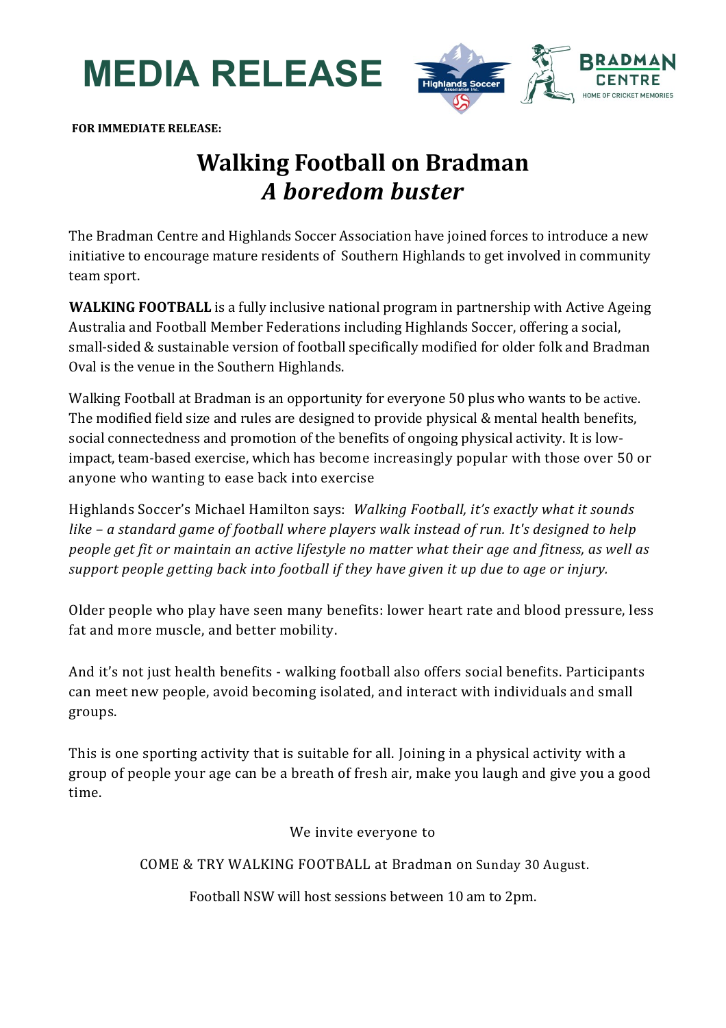# MEDIA RELEASE

**FOR IMMEDIATE RELEASE:**

## Walking Football on Bradman
## *A boredom buster*

The Bradman Centre and Highlands Soccer Association have joined forces to introduce a new initiative to encourage mature residents of Southern Highlands to get involved in community team sport.

**WALKING FOOTBALL** is a fully inclusive national program in partnership with Active Ageing Australia and Football Member Federations including Highlands Soccer, offering a social, small-sided & sustainable version of football specifically modified for older folk and Bradman Oval is the venue in the Southern Highlands.

Walking Football at Bradman is an opportunity for everyone 50 plus who wants to be active. The modified field size and rules are designed to provide physical & mental health benefits, social connectedness and promotion of the benefits of ongoing physical activity. It is low-impact, team-based exercise, which has become increasingly popular with those over 50 or anyone who wanting to ease back into exercise

Highlands Soccer's Michael Hamilton says: *Walking Football, it's exactly what it sounds like – a standard game of football where players walk instead of run. It's designed to help people get fit or maintain an active lifestyle no matter what their age and fitness, as well as support people getting back into football if they have given it up due to age or injury.*

Older people who play have seen many benefits: lower heart rate and blood pressure, less fat and more muscle, and better mobility.

And it's not just health benefits - walking football also offers social benefits. Participants can meet new people, avoid becoming isolated, and interact with individuals and small groups.

This is one sporting activity that is suitable for all. Joining in a physical activity with a group of people your age can be a breath of fresh air, make you laugh and give you a good time.

We invite everyone to

COME & TRY WALKING FOOTBALL at Bradman on Sunday 30 August.

Football NSW will host sessions between 10 am to 2pm.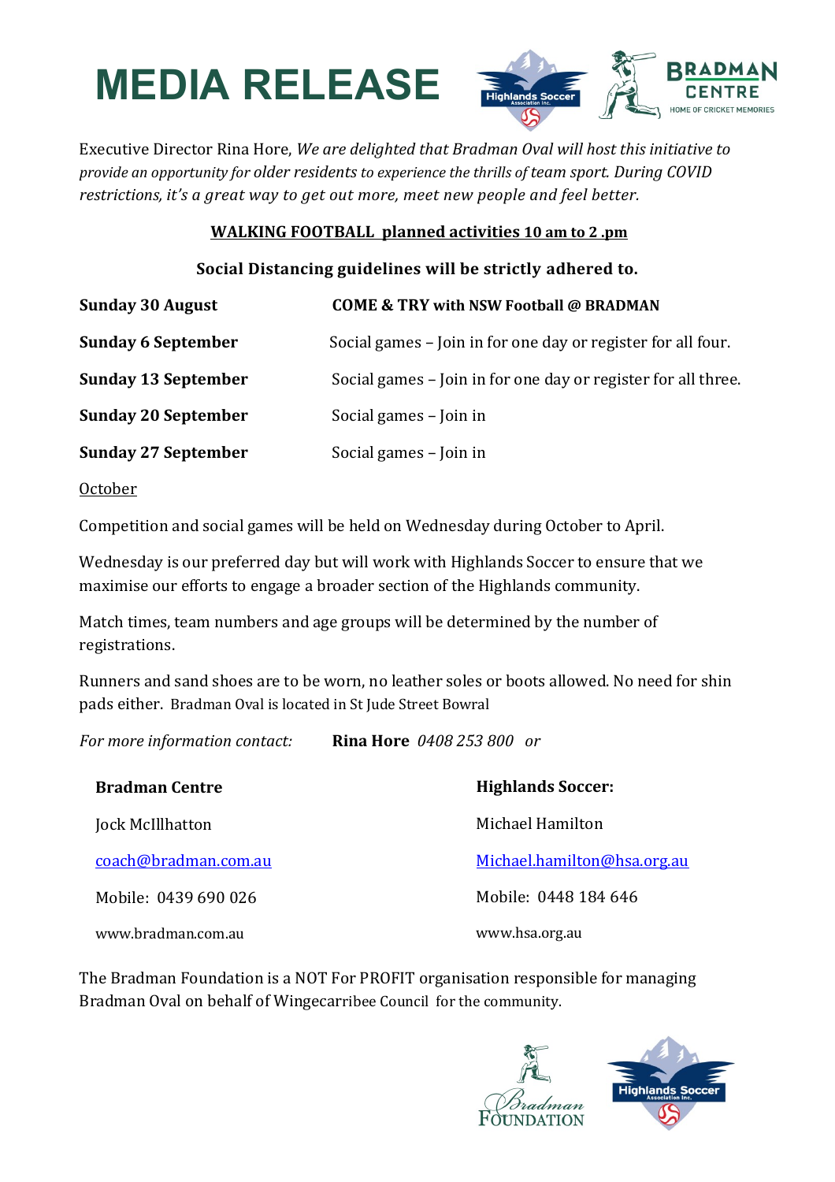# MEDIA RELEASE

Executive Director Rina Hore, *We are delighted that Bradman Oval will host this initiative to provide an opportunity for older residents to experience the thrills of team sport. During COVID restrictions, it's a great way to get out more, meet new people and feel better.*

**WALKING FOOTBALL planned activities 10 am to 2 .pm**

**Social Distancing guidelines will be strictly adhered to.**

| | |
|---|---|
| **Sunday 30 August** | **COME & TRY with NSW Football @ BRADMAN** |
| **Sunday 6 September** | Social games – Join in for one day or register for all four. |
| **Sunday 13 September** | Social games – Join in for one day or register for all three. |
| **Sunday 20 September** | Social games – Join in |
| **Sunday 27 September** | Social games – Join in |

October

Competition and social games will be held on Wednesday during October to April.

Wednesday is our preferred day but will work with Highlands Soccer to ensure that we maximise our efforts to engage a broader section of the Highlands community.

Match times, team numbers and age groups will be determined by the number of registrations.

Runners and sand shoes are to be worn, no leather soles or boots allowed. No need for shin pads either. Bradman Oval is located in St Jude Street Bowral

*For more information contact:* **Rina Hore** *0408 253 800 or*

**Bradman Centre**

Jock McIllhatton

coach@bradman.com.au

Mobile: 0439 690 026

www.bradman.com.au

**Highlands Soccer:**

Michael Hamilton

Michael.hamilton@hsa.org.au

Mobile: 0448 184 646

www.hsa.org.au

The Bradman Foundation is a NOT For PROFIT organisation responsible for managing Bradman Oval on behalf of Wingecarribee Council for the community.